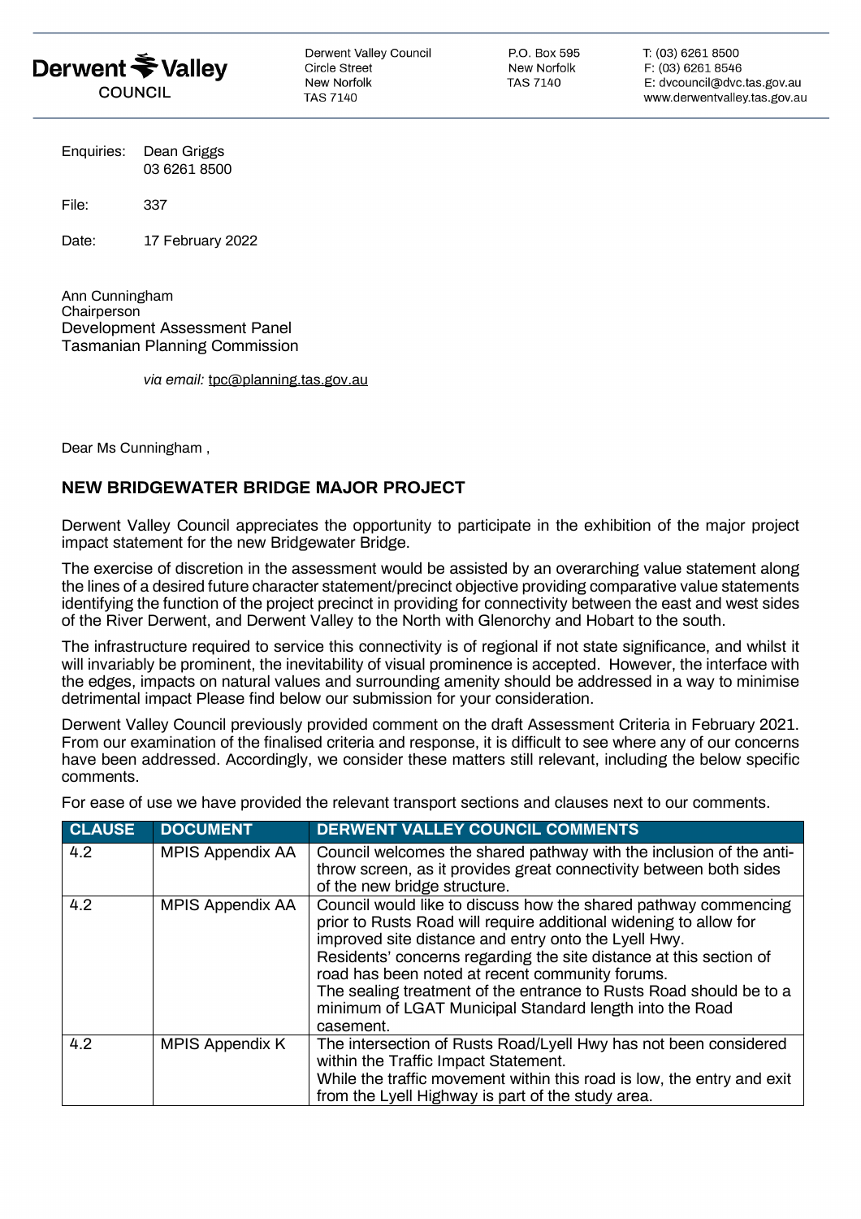**Derwent Valley COUNCIL**

Derwent Valley Council
Circle Street
New Norfolk
TAS 7140

P.O. Box 595
New Norfolk
TAS 7140

T: (03) 6261 8500
F: (03) 6261 8546
E: dvcouncil@dvc.tas.gov.au
www.derwentvalley.tas.gov.au

Enquiries: Dean Griggs
03 6261 8500

File: 337

Date: 17 February 2022

Ann Cunningham
Chairperson
Development Assessment Panel
Tasmanian Planning Commission

*via email:* tpc@planning.tas.gov.au

Dear Ms Cunningham ,

## NEW BRIDGEWATER BRIDGE MAJOR PROJECT

Derwent Valley Council appreciates the opportunity to participate in the exhibition of the major project impact statement for the new Bridgewater Bridge.

The exercise of discretion in the assessment would be assisted by an overarching value statement along the lines of a desired future character statement/precinct objective providing comparative value statements identifying the function of the project precinct in providing for connectivity between the east and west sides of the River Derwent, and Derwent Valley to the North with Glenorchy and Hobart to the south.

The infrastructure required to service this connectivity is of regional if not state significance, and whilst it will invariably be prominent, the inevitability of visual prominence is accepted. However, the interface with the edges, impacts on natural values and surrounding amenity should be addressed in a way to minimise detrimental impact Please find below our submission for your consideration.

Derwent Valley Council previously provided comment on the draft Assessment Criteria in February 2021. From our examination of the finalised criteria and response, it is difficult to see where any of our concerns have been addressed. Accordingly, we consider these matters still relevant, including the below specific comments.

For ease of use we have provided the relevant transport sections and clauses next to our comments.

| CLAUSE | DOCUMENT | DERWENT VALLEY COUNCIL COMMENTS |
|---|---|---|
| 4.2 | MPIS Appendix AA | Council welcomes the shared pathway with the inclusion of the anti-throw screen, as it provides great connectivity between both sides of the new bridge structure. |
| 4.2 | MPIS Appendix AA | Council would like to discuss how the shared pathway commencing prior to Rusts Road will require additional widening to allow for improved site distance and entry onto the Lyell Hwy.<br>Residents' concerns regarding the site distance at this section of road has been noted at recent community forums.<br>The sealing treatment of the entrance to Rusts Road should be to a minimum of LGAT Municipal Standard length into the Road casement. |
| 4.2 | MPIS Appendix K | The intersection of Rusts Road/Lyell Hwy has not been considered within the Traffic Impact Statement.<br>While the traffic movement within this road is low, the entry and exit from the Lyell Highway is part of the study area. |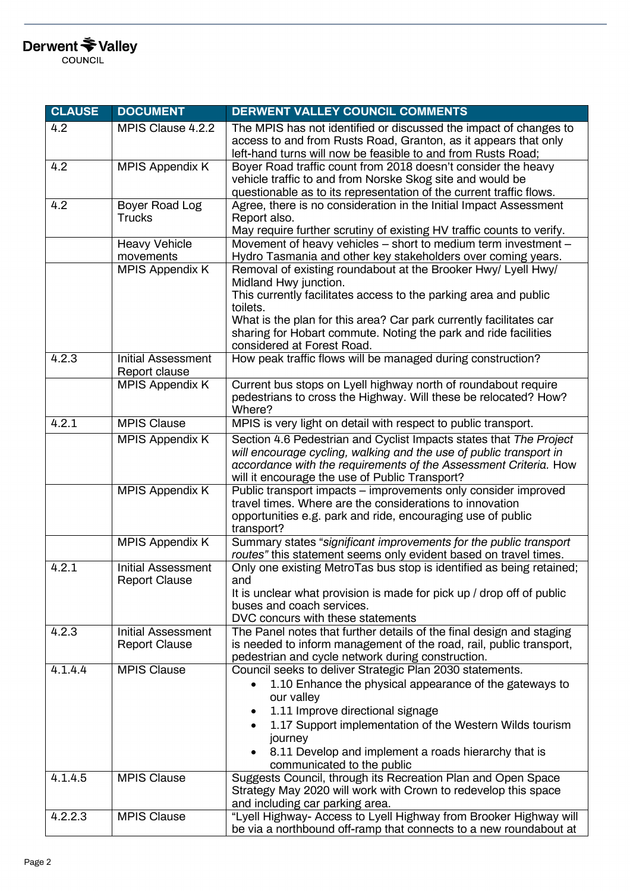| CLAUSE | DOCUMENT | DERWENT VALLEY COUNCIL COMMENTS |
|---|---|---|
| 4.2 | MPIS Clause 4.2.2 | The MPIS has not identified or discussed the impact of changes to access to and from Rusts Road, Granton, as it appears that only left-hand turns will now be feasible to and from Rusts Road; |
| 4.2 | MPIS Appendix K | Boyer Road traffic count from 2018 doesn't consider the heavy vehicle traffic to and from Norske Skog site and would be questionable as to its representation of the current traffic flows. |
| 4.2 | Boyer Road Log Trucks | Agree, there is no consideration in the Initial Impact Assessment Report also.<br>May require further scrutiny of existing HV traffic counts to verify. |
| | Heavy Vehicle movements | Movement of heavy vehicles – short to medium term investment – Hydro Tasmania and other key stakeholders over coming years. |
| | MPIS Appendix K | Removal of existing roundabout at the Brooker Hwy/ Lyell Hwy/ Midland Hwy junction.<br>This currently facilitates access to the parking area and public toilets.<br>What is the plan for this area? Car park currently facilitates car sharing for Hobart commute. Noting the park and ride facilities considered at Forest Road. |
| 4.2.3 | Initial Assessment Report clause | How peak traffic flows will be managed during construction? |
| | MPIS Appendix K | Current bus stops on Lyell highway north of roundabout require pedestrians to cross the Highway. Will these be relocated? How? Where? |
| 4.2.1 | MPIS Clause | MPIS is very light on detail with respect to public transport. |
| | MPIS Appendix K | Section 4.6 Pedestrian and Cyclist Impacts states that *The Project will encourage cycling, walking and the use of public transport in accordance with the requirements of the Assessment Criteria.* How will it encourage the use of Public Transport? |
| | MPIS Appendix K | Public transport impacts – improvements only consider improved travel times. Where are the considerations to innovation opportunities e.g. park and ride, encouraging use of public transport? |
| | MPIS Appendix K | Summary states "*significant improvements for the public transport routes"* this statement seems only evident based on travel times. |
| 4.2.1 | Initial Assessment Report Clause | Only one existing MetroTas bus stop is identified as being retained; and<br>It is unclear what provision is made for pick up / drop off of public buses and coach services.<br>DVC concurs with these statements |
| 4.2.3 | Initial Assessment Report Clause | The Panel notes that further details of the final design and staging is needed to inform management of the road, rail, public transport, pedestrian and cycle network during construction. |
| 4.1.4.4 | MPIS Clause | Council seeks to deliver Strategic Plan 2030 statements.<br>• 1.10 Enhance the physical appearance of the gateways to our valley<br>• 1.11 Improve directional signage<br>• 1.17 Support implementation of the Western Wilds tourism journey<br>• 8.11 Develop and implement a roads hierarchy that is communicated to the public |
| 4.1.4.5 | MPIS Clause | Suggests Council, through its Recreation Plan and Open Space Strategy May 2020 will work with Crown to redevelop this space and including car parking area. |
| 4.2.2.3 | MPIS Clause | "Lyell Highway- Access to Lyell Highway from Brooker Highway will be via a northbound off-ramp that connects to a new roundabout at |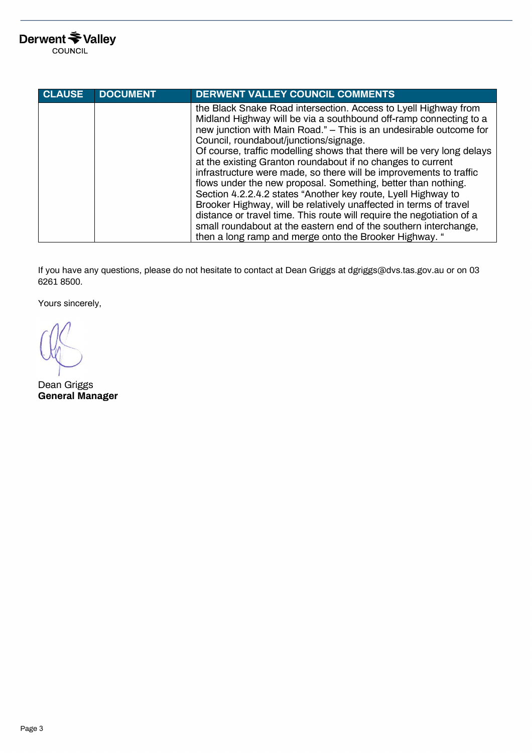| CLAUSE | DOCUMENT | DERWENT VALLEY COUNCIL COMMENTS |
|---|---|---|
| | | the Black Snake Road intersection. Access to Lyell Highway from Midland Highway will be via a southbound off-ramp connecting to a new junction with Main Road." – This is an undesirable outcome for Council, roundabout/junctions/signage.<br>Of course, traffic modelling shows that there will be very long delays at the existing Granton roundabout if no changes to current infrastructure were made, so there will be improvements to traffic flows under the new proposal. Something, better than nothing.<br>Section 4.2.2.4.2 states "Another key route, Lyell Highway to Brooker Highway, will be relatively unaffected in terms of travel distance or travel time. This route will require the negotiation of a small roundabout at the eastern end of the southern interchange, then a long ramp and merge onto the Brooker Highway. " |

If you have any questions, please do not hesitate to contact at Dean Griggs at dgriggs@dvs.tas.gov.au or on 03 6261 8500.

Yours sincerely,

Dean Griggs
**General Manager**